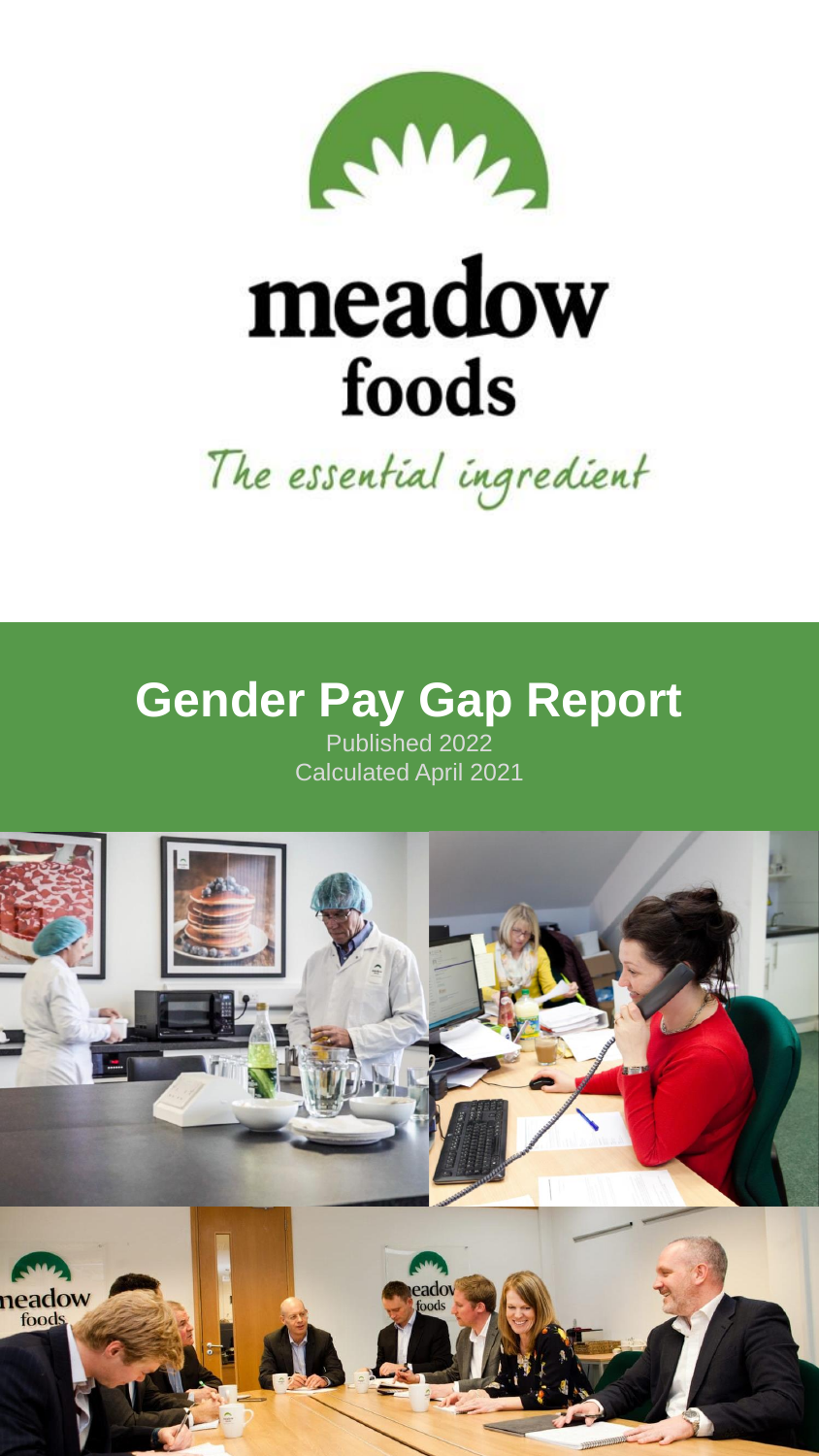meadow foods

*The essential ingredient*

# Gender Pay Gap Report

Published 2022

Calculated April 2021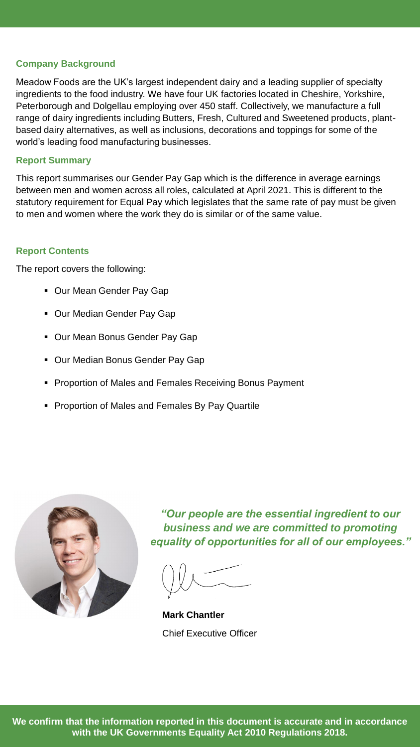## Company Background

Meadow Foods are the UK's largest independent dairy and a leading supplier of specialty ingredients to the food industry. We have four UK factories located in Cheshire, Yorkshire, Peterborough and Dolgellau employing over 450 staff. Collectively, we manufacture a full range of dairy ingredients including Butters, Fresh, Cultured and Sweetened products, plant-based dairy alternatives, as well as inclusions, decorations and toppings for some of the world's leading food manufacturing businesses.

## Report Summary

This report summarises our Gender Pay Gap which is the difference in average earnings between men and women across all roles, calculated at April 2021. This is different to the statutory requirement for Equal Pay which legislates that the same rate of pay must be given to men and women where the work they do is similar or of the same value.

## Report Contents

The report covers the following:

- Our Mean Gender Pay Gap
- Our Median Gender Pay Gap
- Our Mean Bonus Gender Pay Gap
- Our Median Bonus Gender Pay Gap
- Proportion of Males and Females Receiving Bonus Payment
- Proportion of Males and Females By Pay Quartile

***"Our people are the essential ingredient to our business and we are committed to promoting equality of opportunities for all of our employees."***

**Mark Chantler**
Chief Executive Officer

**We confirm that the information reported in this document is accurate and in accordance with the UK Governments Equality Act 2010 Regulations 2018.**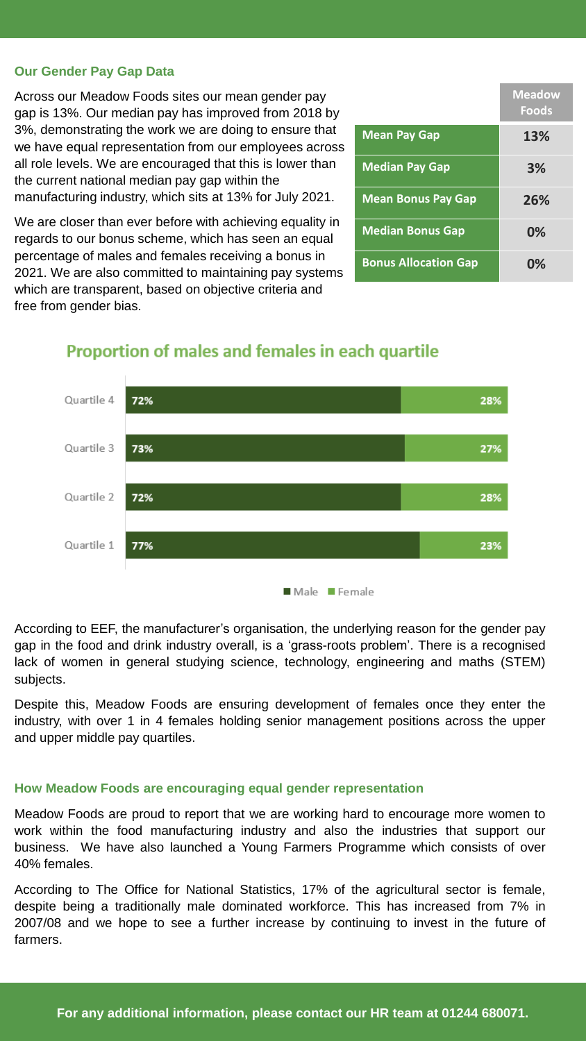### Our Gender Pay Gap Data

Across our Meadow Foods sites our mean gender pay gap is 13%. Our median pay has improved from 2018 by 3%, demonstrating the work we are doing to ensure that we have equal representation from our employees across all role levels. We are encouraged that this is lower than the current national median pay gap within the manufacturing industry, which sits at 13% for July 2021.

We are closer than ever before with achieving equality in regards to our bonus scheme, which has seen an equal percentage of males and females receiving a bonus in 2021. We are also committed to maintaining pay systems which are transparent, based on objective criteria and free from gender bias.

| | Meadow Foods |
|---|---|
| Mean Pay Gap | 13% |
| Median Pay Gap | 3% |
| Mean Bonus Pay Gap | 26% |
| Median Bonus Gap | 0% |
| Bonus Allocation Gap | 0% |

## Proportion of males and females in each quartile

Quartile 4 72% 28%

Quartile 3 73% 27%

Quartile 2 72% 28%

Quartile 1 77% 23%

Male Female

According to EEF, the manufacturer's organisation, the underlying reason for the gender pay gap in the food and drink industry overall, is a 'grass-roots problem'. There is a recognised lack of women in general studying science, technology, engineering and maths (STEM) subjects.

Despite this, Meadow Foods are ensuring development of females once they enter the industry, with over 1 in 4 females holding senior management positions across the upper and upper middle pay quartiles.

### How Meadow Foods are encouraging equal gender representation

Meadow Foods are proud to report that we are working hard to encourage more women to work within the food manufacturing industry and also the industries that support our business. We have also launched a Young Farmers Programme which consists of over 40% females.

According to The Office for National Statistics, 17% of the agricultural sector is female, despite being a traditionally male dominated workforce. This has increased from 7% in 2007/08 and we hope to see a further increase by continuing to invest in the future of farmers.

**For any additional information, please contact our HR team at 01244 680071.**